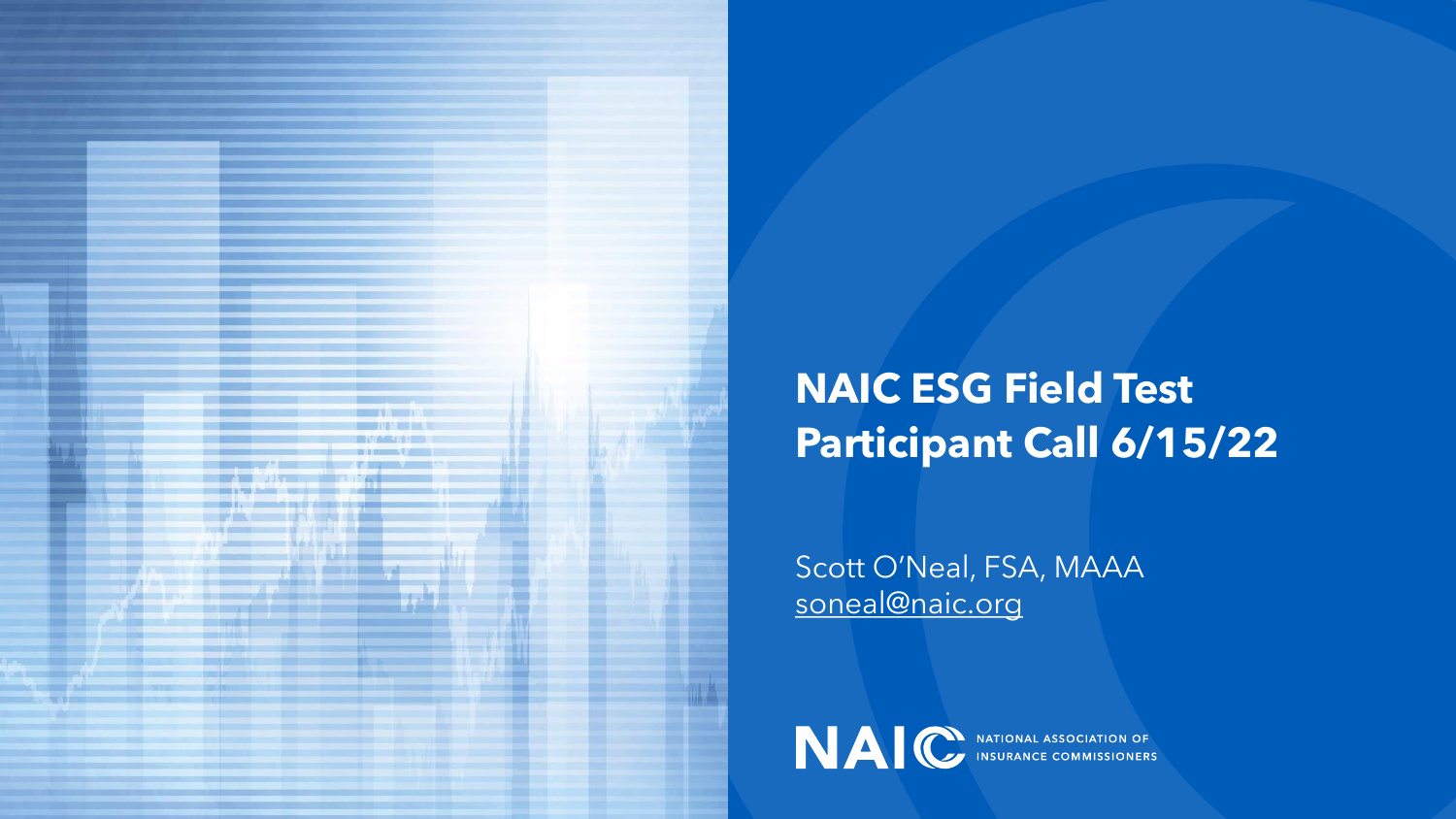# NAIC ESG Field Test Participant Call 6/15/22

Scott O'Neal, FSA, MAAA
soneal@naic.org

NAIC NATIONAL ASSOCIATION OF INSURANCE COMMISSIONERS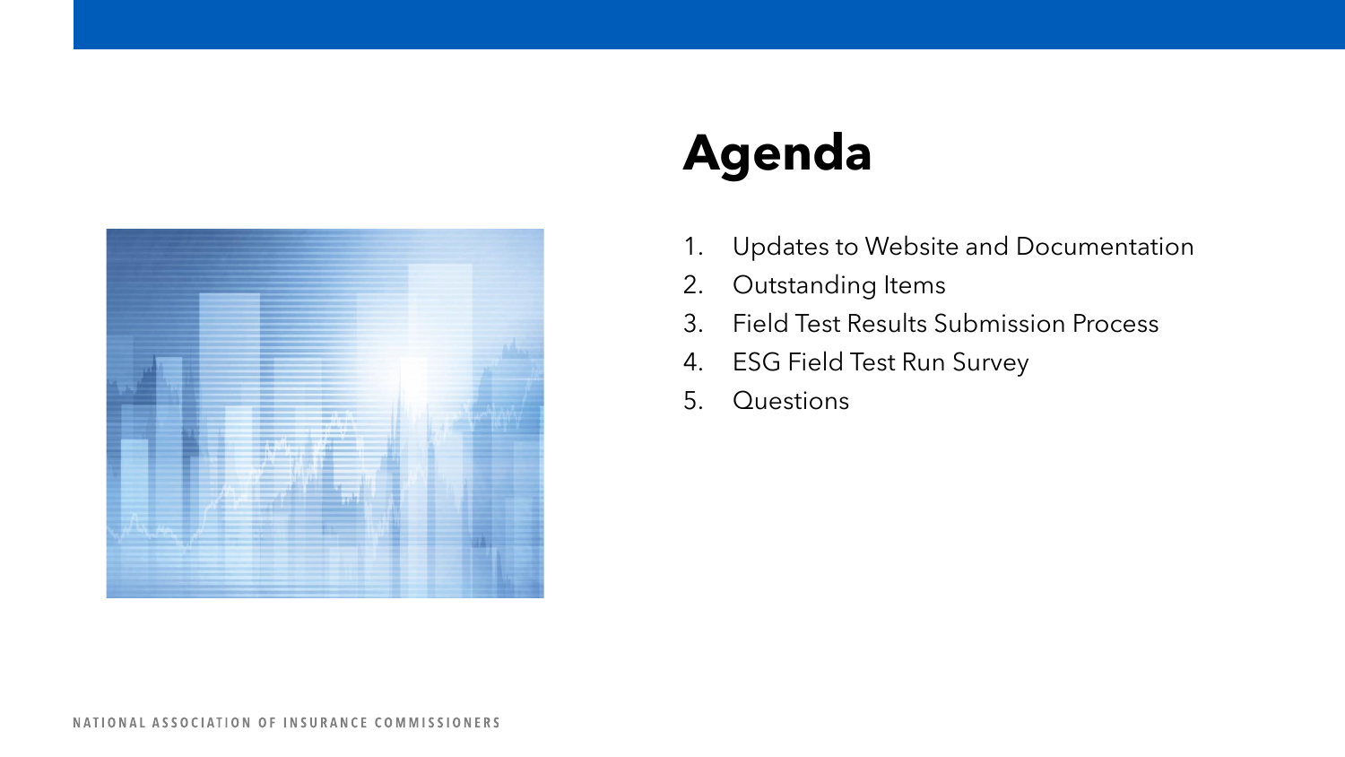# Agenda

1. Updates to Website and Documentation
2. Outstanding Items
3. Field Test Results Submission Process
4. ESG Field Test Run Survey
5. Questions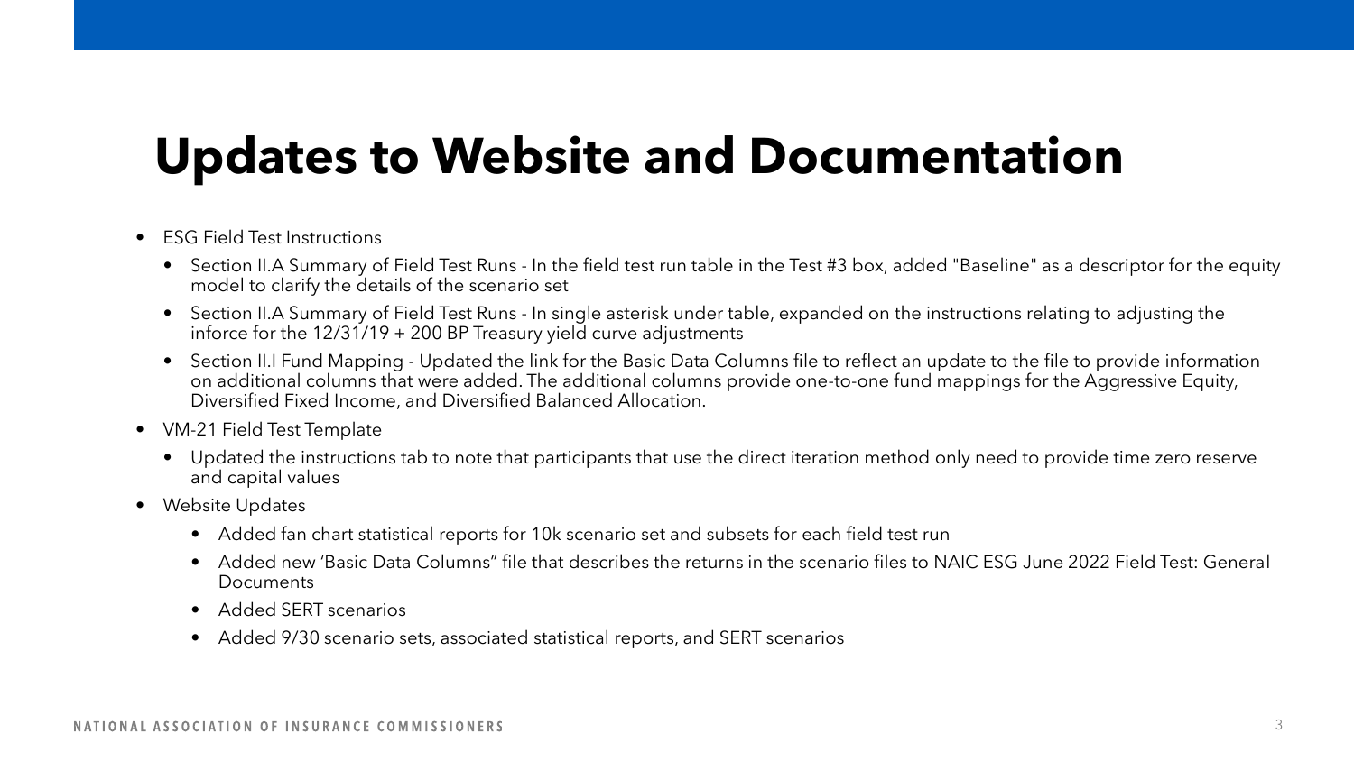# Updates to Website and Documentation

- ESG Field Test Instructions
  - Section II.A Summary of Field Test Runs - In the field test run table in the Test #3 box, added "Baseline" as a descriptor for the equity model to clarify the details of the scenario set
  - Section II.A Summary of Field Test Runs - In single asterisk under table, expanded on the instructions relating to adjusting the inforce for the 12/31/19 + 200 BP Treasury yield curve adjustments
  - Section II.I Fund Mapping - Updated the link for the Basic Data Columns file to reflect an update to the file to provide information on additional columns that were added. The additional columns provide one-to-one fund mappings for the Aggressive Equity, Diversified Fixed Income, and Diversified Balanced Allocation.
- VM-21 Field Test Template
  - Updated the instructions tab to note that participants that use the direct iteration method only need to provide time zero reserve and capital values
- Website Updates
  - Added fan chart statistical reports for 10k scenario set and subsets for each field test run
  - Added new 'Basic Data Columns" file that describes the returns in the scenario files to NAIC ESG June 2022 Field Test: General Documents
  - Added SERT scenarios
  - Added 9/30 scenario sets, associated statistical reports, and SERT scenarios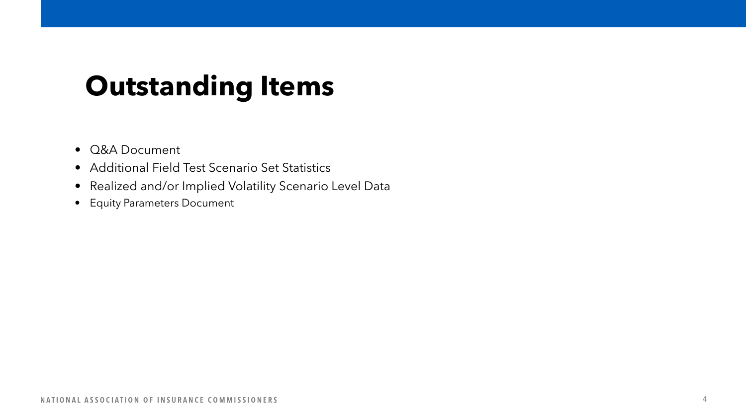# Outstanding Items

- Q&A Document
- Additional Field Test Scenario Set Statistics
- Realized and/or Implied Volatility Scenario Level Data
- Equity Parameters Document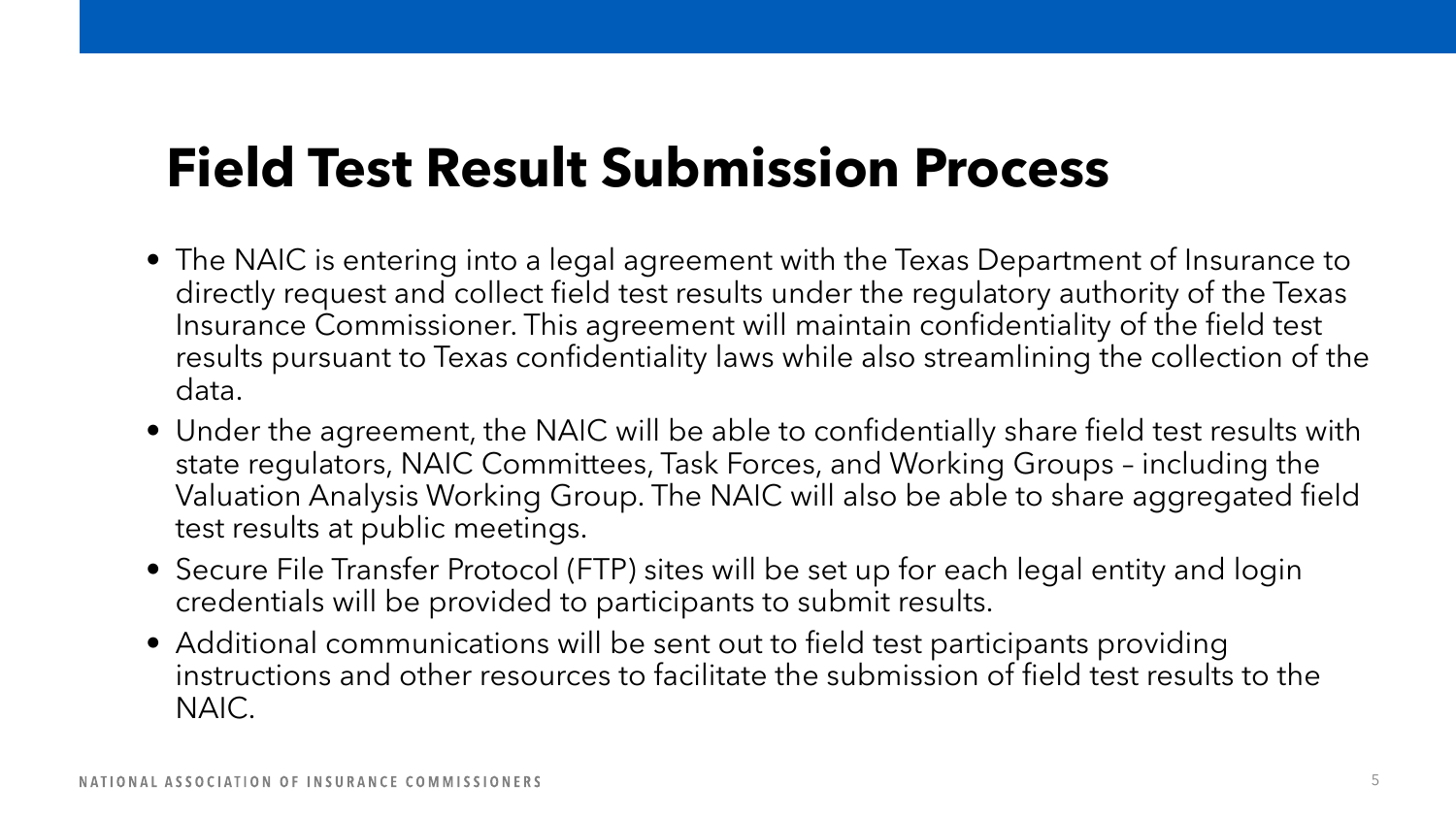# Field Test Result Submission Process

- The NAIC is entering into a legal agreement with the Texas Department of Insurance to directly request and collect field test results under the regulatory authority of the Texas Insurance Commissioner. This agreement will maintain confidentiality of the field test results pursuant to Texas confidentiality laws while also streamlining the collection of the data.
- Under the agreement, the NAIC will be able to confidentially share field test results with state regulators, NAIC Committees, Task Forces, and Working Groups – including the Valuation Analysis Working Group. The NAIC will also be able to share aggregated field test results at public meetings.
- Secure File Transfer Protocol (FTP) sites will be set up for each legal entity and login credentials will be provided to participants to submit results.
- Additional communications will be sent out to field test participants providing instructions and other resources to facilitate the submission of field test results to the NAIC.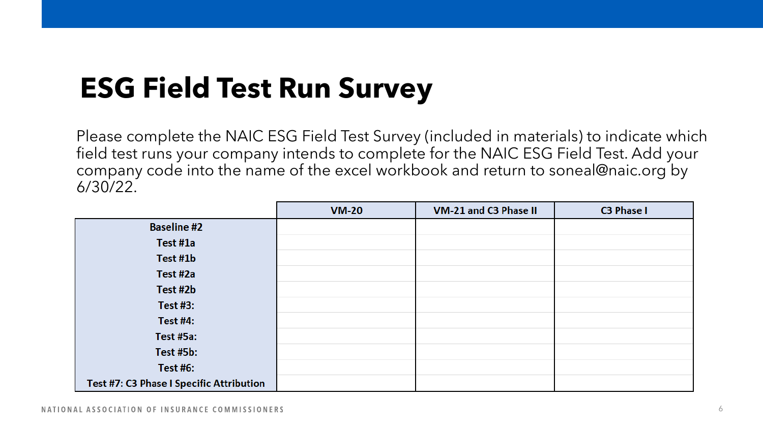# ESG Field Test Run Survey

Please complete the NAIC ESG Field Test Survey (included in materials) to indicate which field test runs your company intends to complete for the NAIC ESG Field Test. Add your company code into the name of the excel workbook and return to soneal@naic.org by 6/30/22.

| | VM-20 | VM-21 and C3 Phase II | C3 Phase I |
|---|---|---|---|
| Baseline #2 | | | |
| Test #1a | | | |
| Test #1b | | | |
| Test #2a | | | |
| Test #2b | | | |
| Test #3: | | | |
| Test #4: | | | |
| Test #5a: | | | |
| Test #5b: | | | |
| Test #6: | | | |
| Test #7: C3 Phase I Specific Attribution | | | |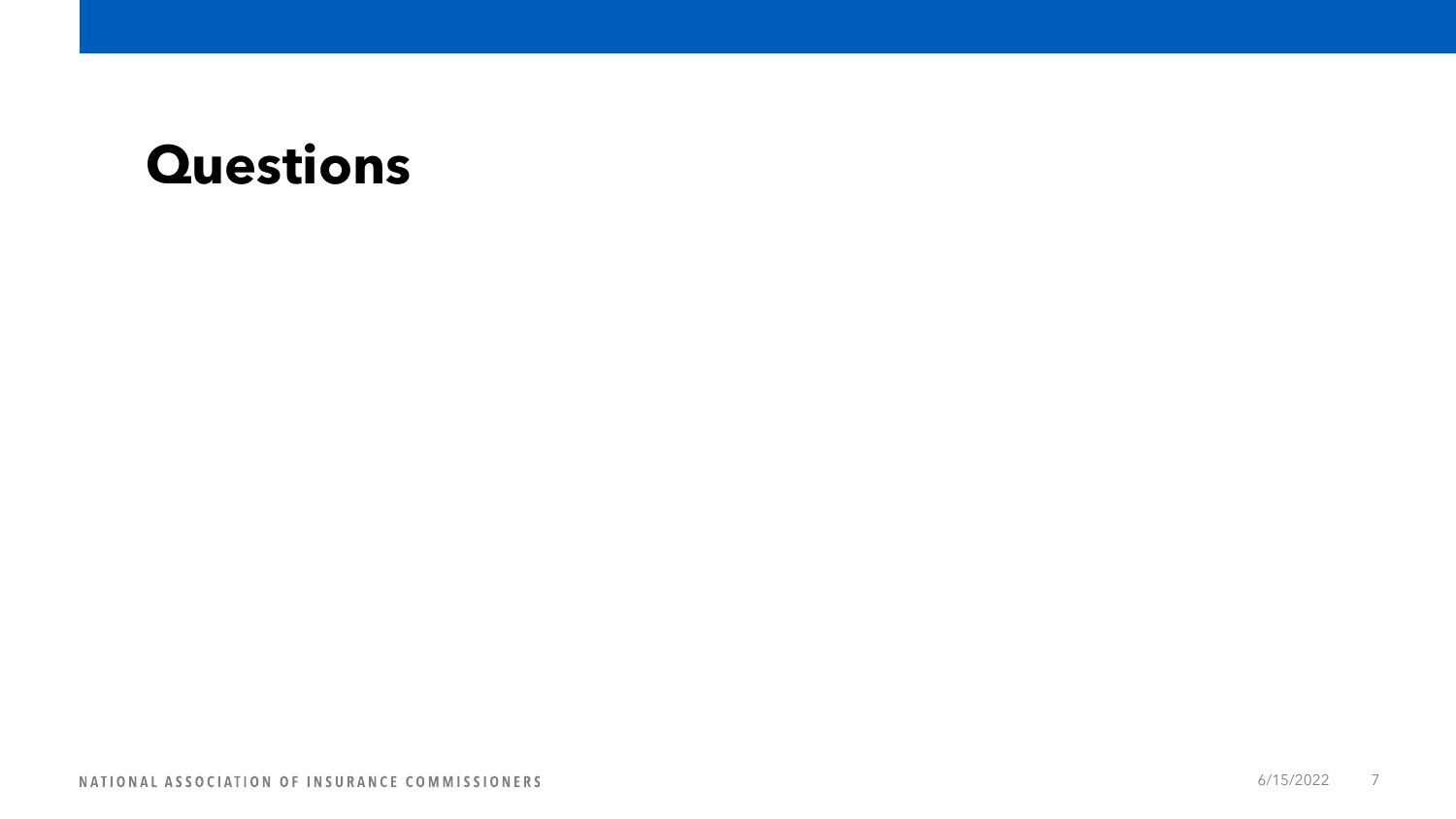# Questions